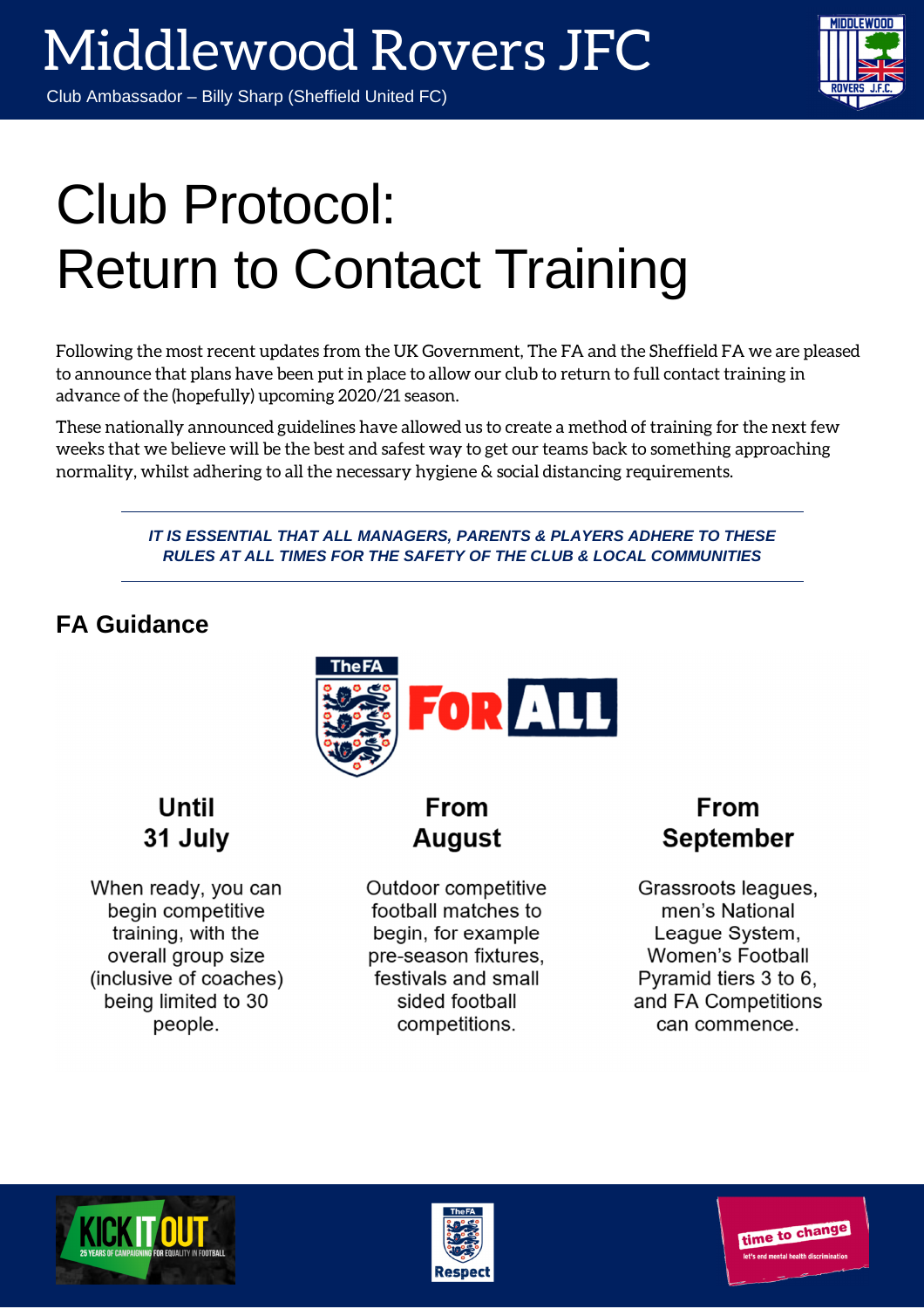# Middlewood Rovers JFC

Club Ambassador – Billy Sharp (Sheffield United FC)

# Club Protocol: Return to Contact Training

Following the most recent updates from the UK Government, The FA and the Sheffield FA we are pleased to announce that plans have been put in place to allow our club to return to full contact training in advance of the (hopefully) upcoming 2020/21 season.

These nationally announced guidelines have allowed us to create a method of training for the next few weeks that we believe will be the best and safest way to get our teams back to something approaching normality, whilst adhering to all the necessary hygiene & social distancing requirements.

---

***IT IS ESSENTIAL THAT ALL MANAGERS, PARENTS & PLAYERS ADHERE TO THESE RULES AT ALL TIMES FOR THE SAFETY OF THE CLUB & LOCAL COMMUNITIES***

---

## FA Guidance

The FA FOR ALL

| Until 31 July | From August | From September |
|---|---|---|
| When ready, you can begin competitive training, with the overall group size (inclusive of coaches) being limited to 30 people. | Outdoor competitive football matches to begin, for example pre-season fixtures, festivals and small sided football competitions. | Grassroots leagues, men's National League System, Women's Football Pyramid tiers 3 to 6, and FA Competitions can commence. |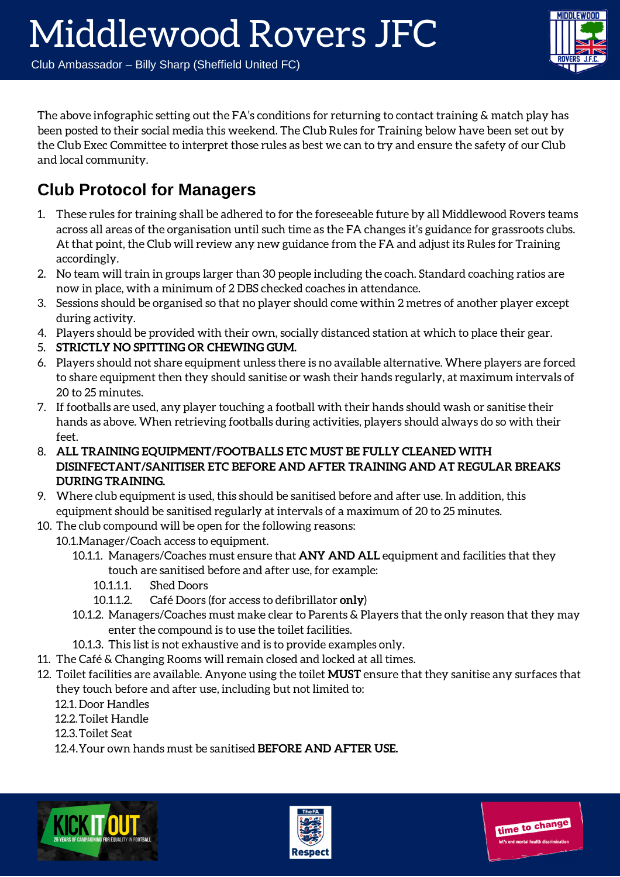# Middlewood Rovers JFC

Club Ambassador – Billy Sharp (Sheffield United FC)

The above infographic setting out the FA's conditions for returning to contact training & match play has been posted to their social media this weekend. The Club Rules for Training below have been set out by the Club Exec Committee to interpret those rules as best we can to try and ensure the safety of our Club and local community.

## Club Protocol for Managers

1. These rules for training shall be adhered to for the foreseeable future by all Middlewood Rovers teams across all areas of the organisation until such time as the FA changes it's guidance for grassroots clubs. At that point, the Club will review any new guidance from the FA and adjust its Rules for Training accordingly.
2. No team will train in groups larger than 30 people including the coach. Standard coaching ratios are now in place, with a minimum of 2 DBS checked coaches in attendance.
3. Sessions should be organised so that no player should come within 2 metres of another player except during activity.
4. Players should be provided with their own, socially distanced station at which to place their gear.
5. **STRICTLY NO SPITTING OR CHEWING GUM.**
6. Players should not share equipment unless there is no available alternative. Where players are forced to share equipment then they should sanitise or wash their hands regularly, at maximum intervals of 20 to 25 minutes.
7. If footballs are used, any player touching a football with their hands should wash or sanitise their hands as above. When retrieving footballs during activities, players should always do so with their feet.
8. **ALL TRAINING EQUIPMENT/FOOTBALLS ETC MUST BE FULLY CLEANED WITH DISINFECTANT/SANITISER ETC BEFORE AND AFTER TRAINING AND AT REGULAR BREAKS DURING TRAINING.**
9. Where club equipment is used, this should be sanitised before and after use. In addition, this equipment should be sanitised regularly at intervals of a maximum of 20 to 25 minutes.
10. The club compound will be open for the following reasons:
    - 10.1. Manager/Coach access to equipment.
        - 10.1.1. Managers/Coaches must ensure that **ANY AND ALL** equipment and facilities that they touch are sanitised before and after use, for example:
            - 10.1.1.1. Shed Doors
            - 10.1.1.2. Café Doors (for access to defibrillator **only**)
        - 10.1.2. Managers/Coaches must make clear to Parents & Players that the only reason that they may enter the compound is to use the toilet facilities.
        - 10.1.3. This list is not exhaustive and is to provide examples only.
11. The Café & Changing Rooms will remain closed and locked at all times.
12. Toilet facilities are available. Anyone using the toilet **MUST** ensure that they sanitise any surfaces that they touch before and after use, including but not limited to:
    - 12.1. Door Handles
    - 12.2. Toilet Handle
    - 12.3. Toilet Seat
    - 12.4. Your own hands must be sanitised **BEFORE AND AFTER USE.**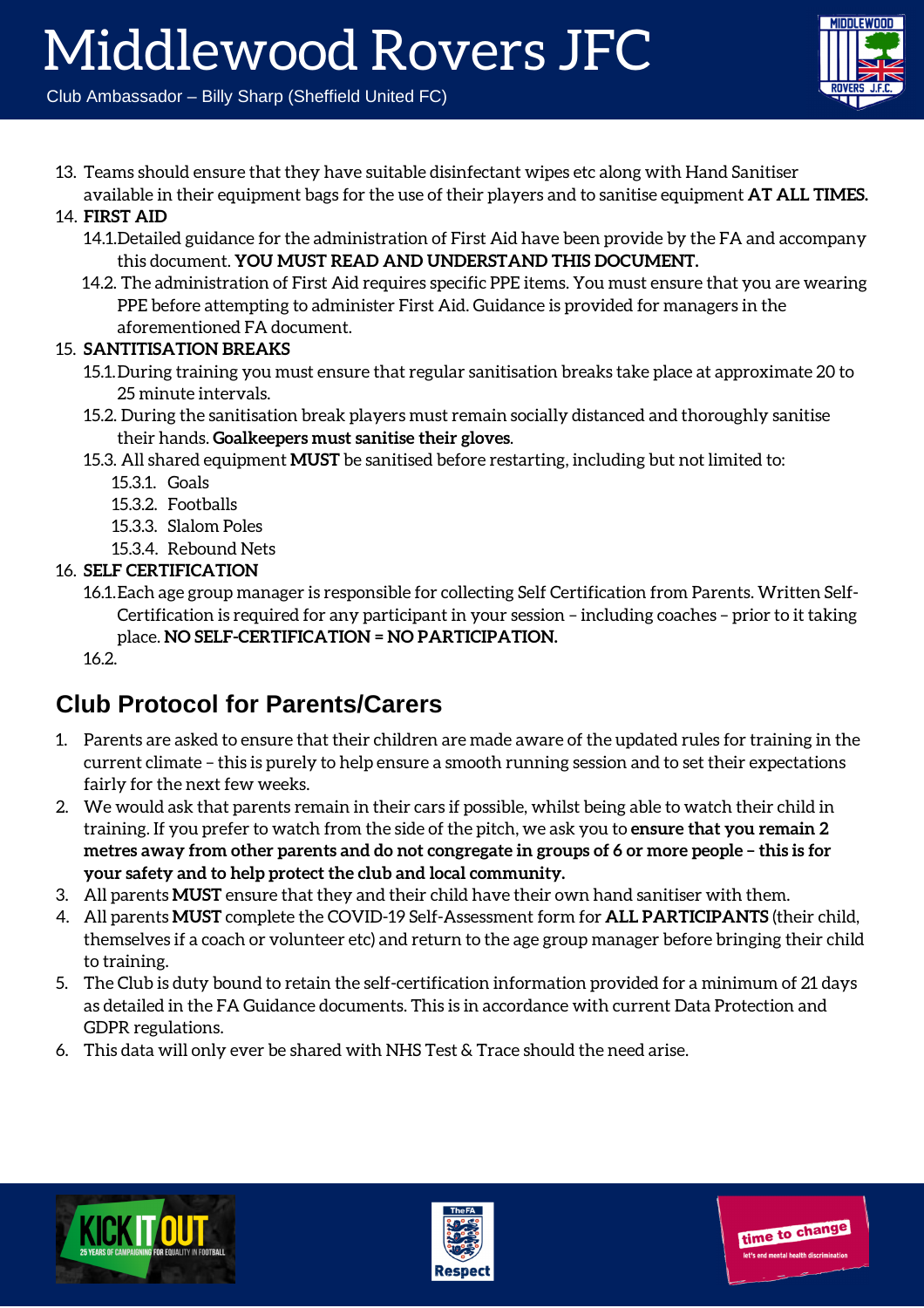13. Teams should ensure that they have suitable disinfectant wipes etc along with Hand Sanitiser available in their equipment bags for the use of their players and to sanitise equipment **AT ALL TIMES.**
14. **FIRST AID**
    - 14.1. Detailed guidance for the administration of First Aid have been provide by the FA and accompany this document. **YOU MUST READ AND UNDERSTAND THIS DOCUMENT.**
    - 14.2. The administration of First Aid requires specific PPE items. You must ensure that you are wearing PPE before attempting to administer First Aid. Guidance is provided for managers in the aforementioned FA document.
15. **SANTITISATION BREAKS**
    - 15.1. During training you must ensure that regular sanitisation breaks take place at approximate 20 to 25 minute intervals.
    - 15.2. During the sanitisation break players must remain socially distanced and thoroughly sanitise their hands. **Goalkeepers must sanitise their gloves**.
    - 15.3. All shared equipment **MUST** be sanitised before restarting, including but not limited to:
        - 15.3.1. Goals
        - 15.3.2. Footballs
        - 15.3.3. Slalom Poles
        - 15.3.4. Rebound Nets
16. **SELF CERTIFICATION**
    - 16.1. Each age group manager is responsible for collecting Self Certification from Parents. Written Self-Certification is required for any participant in your session – including coaches – prior to it taking place. **NO SELF-CERTIFICATION = NO PARTICIPATION.**
    - 16.2.

## Club Protocol for Parents/Carers

1. Parents are asked to ensure that their children are made aware of the updated rules for training in the current climate – this is purely to help ensure a smooth running session and to set their expectations fairly for the next few weeks.
2. We would ask that parents remain in their cars if possible, whilst being able to watch their child in training. If you prefer to watch from the side of the pitch, we ask you to **ensure that you remain 2 metres away from other parents and do not congregate in groups of 6 or more people – this is for your safety and to help protect the club and local community.**
3. All parents **MUST** ensure that they and their child have their own hand sanitiser with them.
4. All parents **MUST** complete the COVID-19 Self-Assessment form for **ALL PARTICIPANTS** (their child, themselves if a coach or volunteer etc) and return to the age group manager before bringing their child to training.
5. The Club is duty bound to retain the self-certification information provided for a minimum of 21 days as detailed in the FA Guidance documents. This is in accordance with current Data Protection and GDPR regulations.
6. This data will only ever be shared with NHS Test & Trace should the need arise.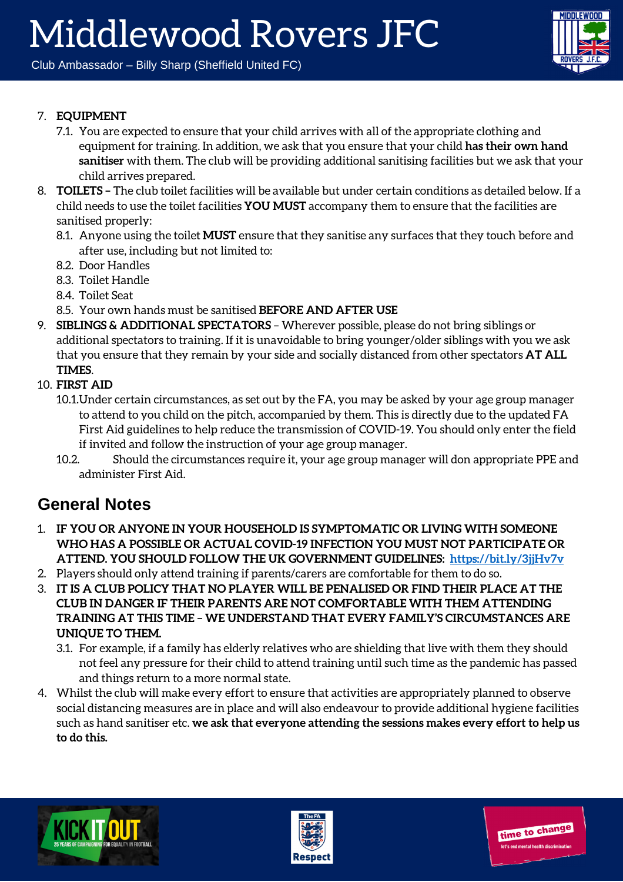7. **EQUIPMENT**
   7.1. You are expected to ensure that your child arrives with all of the appropriate clothing and equipment for training. In addition, we ask that you ensure that your child **has their own hand sanitiser** with them. The club will be providing additional sanitising facilities but we ask that your child arrives prepared.
8. **TOILETS –** The club toilet facilities will be available but under certain conditions as detailed below. If a child needs to use the toilet facilities **YOU MUST** accompany them to ensure that the facilities are sanitised properly:
   8.1. Anyone using the toilet **MUST** ensure that they sanitise any surfaces that they touch before and after use, including but not limited to:
   8.2. Door Handles
   8.3. Toilet Handle
   8.4. Toilet Seat
   8.5. Your own hands must be sanitised **BEFORE AND AFTER USE**
9. **SIBLINGS & ADDITIONAL SPECTATORS** – Wherever possible, please do not bring siblings or additional spectators to training. If it is unavoidable to bring younger/older siblings with you we ask that you ensure that they remain by your side and socially distanced from other spectators **AT ALL TIMES**.
10. **FIRST AID**
    10.1. Under certain circumstances, as set out by the FA, you may be asked by your age group manager to attend to you child on the pitch, accompanied by them. This is directly due to the updated FA First Aid guidelines to help reduce the transmission of COVID-19. You should only enter the field if invited and follow the instruction of your age group manager.
    10.2. Should the circumstances require it, your age group manager will don appropriate PPE and administer First Aid.

## General Notes

1. **IF YOU OR ANYONE IN YOUR HOUSEHOLD IS SYMPTOMATIC OR LIVING WITH SOMEONE WHO HAS A POSSIBLE OR ACTUAL COVID-19 INFECTION YOU MUST NOT PARTICIPATE OR ATTEND. YOU SHOULD FOLLOW THE UK GOVERNMENT GUIDELINES: [https://bit.ly/3jjHv7v](https://bit.ly/3jjHv7v)**
2. Players should only attend training if parents/carers are comfortable for them to do so.
3. **IT IS A CLUB POLICY THAT NO PLAYER WILL BE PENALISED OR FIND THEIR PLACE AT THE CLUB IN DANGER IF THEIR PARENTS ARE NOT COMFORTABLE WITH THEM ATTENDING TRAINING AT THIS TIME – WE UNDERSTAND THAT EVERY FAMILY'S CIRCUMSTANCES ARE UNIQUE TO THEM.**
   3.1. For example, if a family has elderly relatives who are shielding that live with them they should not feel any pressure for their child to attend training until such time as the pandemic has passed and things return to a more normal state.
4. Whilst the club will make every effort to ensure that activities are appropriately planned to observe social distancing measures are in place and will also endeavour to provide additional hygiene facilities such as hand sanitiser etc. **we ask that everyone attending the sessions makes every effort to help us to do this.**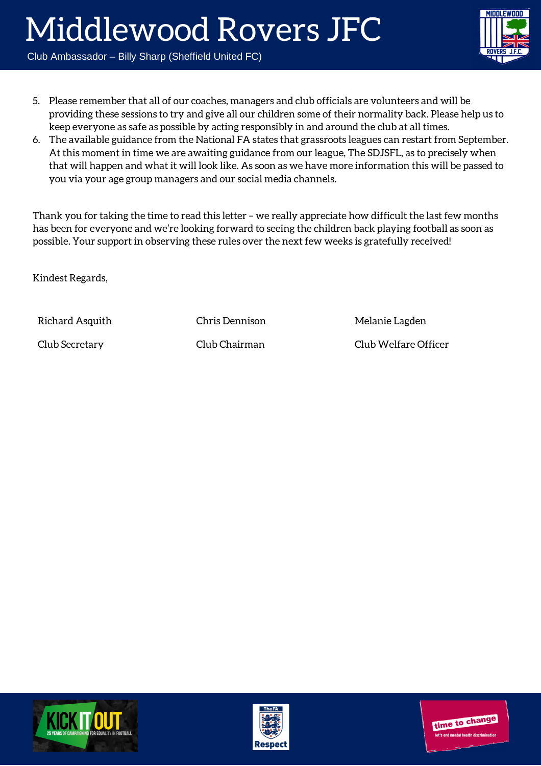5. Please remember that all of our coaches, managers and club officials are volunteers and will be providing these sessions to try and give all our children some of their normality back. Please help us to keep everyone as safe as possible by acting responsibly in and around the club at all times.
6. The available guidance from the National FA states that grassroots leagues can restart from September. At this moment in time we are awaiting guidance from our league, The SDJSFL, as to precisely when that will happen and what it will look like. As soon as we have more information this will be passed to you via your age group managers and our social media channels.

Thank you for taking the time to read this letter – we really appreciate how difficult the last few months has been for everyone and we're looking forward to seeing the children back playing football as soon as possible. Your support in observing these rules over the next few weeks is gratefully received!

Kindest Regards,

| | | |
|---|---|---|
| Richard Asquith | Chris Dennison | Melanie Lagden |
| Club Secretary | Club Chairman | Club Welfare Officer |